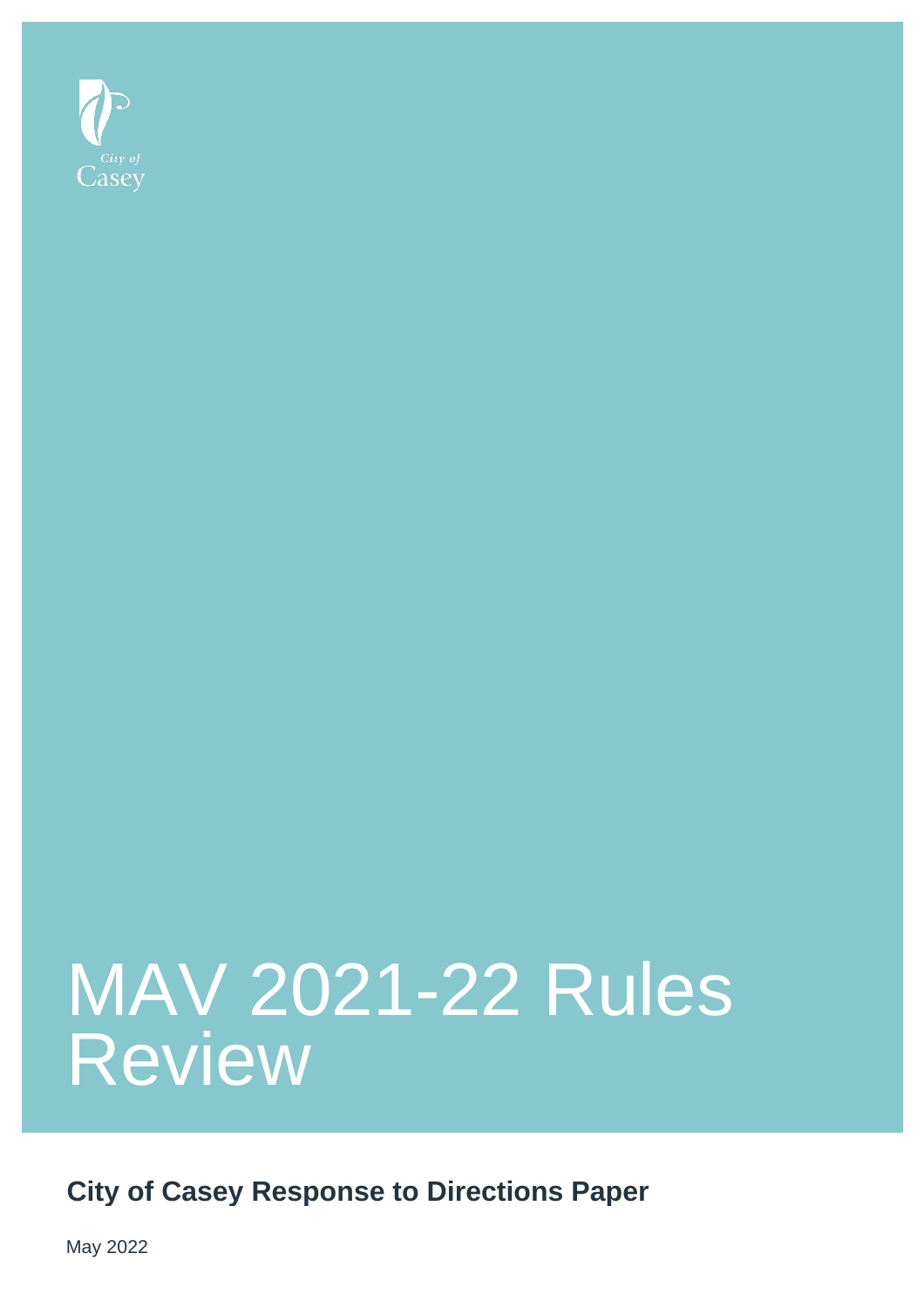City of Casey

# MAV 2021-22 Rules Review

## City of Casey Response to Directions Paper

May 2022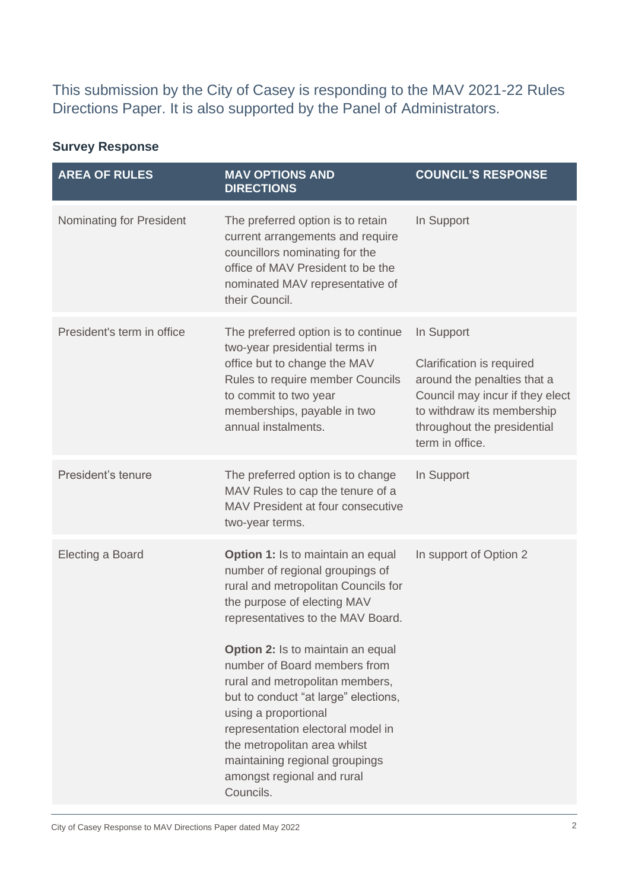This submission by the City of Casey is responding to the MAV 2021-22 Rules Directions Paper. It is also supported by the Panel of Administrators.

### Survey Response

| AREA OF RULES | MAV OPTIONS AND DIRECTIONS | COUNCIL'S RESPONSE |
| --- | --- | --- |
| Nominating for President | The preferred option is to retain current arrangements and require councillors nominating for the office of MAV President to be the nominated MAV representative of their Council. | In Support |
| President's term in office | The preferred option is to continue two-year presidential terms in office but to change the MAV Rules to require member Councils to commit to two year memberships, payable in two annual instalments. | In Support<br><br>Clarification is required around the penalties that a Council may incur if they elect to withdraw its membership throughout the presidential term in office. |
| President's tenure | The preferred option is to change MAV Rules to cap the tenure of a MAV President at four consecutive two-year terms. | In Support |
| Electing a Board | **Option 1:** Is to maintain an equal number of regional groupings of rural and metropolitan Councils for the purpose of electing MAV representatives to the MAV Board.<br><br>**Option 2:** Is to maintain an equal number of Board members from rural and metropolitan members, but to conduct "at large" elections, using a proportional representation electoral model in the metropolitan area whilst maintaining regional groupings amongst regional and rural Councils. | In support of Option 2 |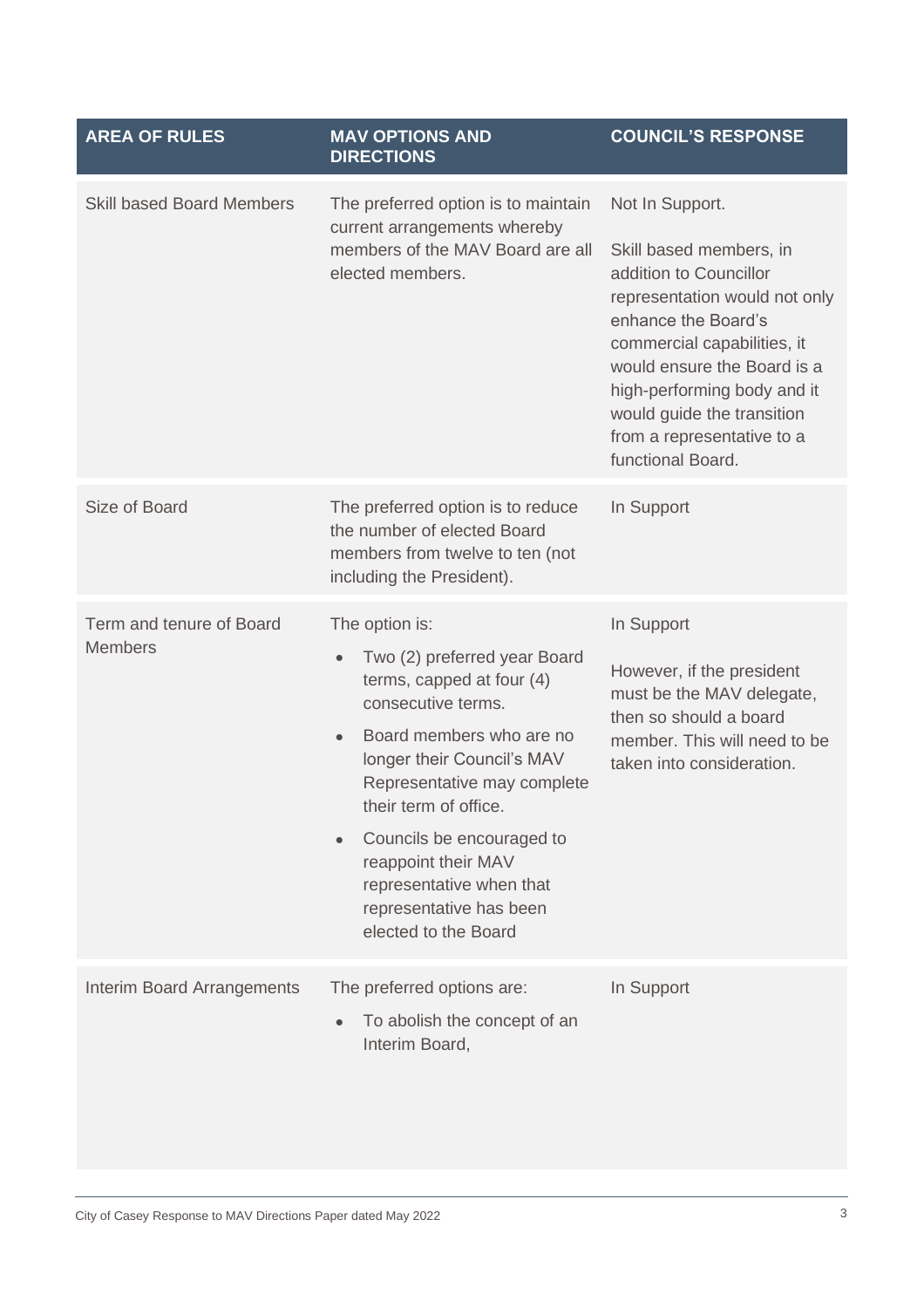| AREA OF RULES | MAV OPTIONS AND DIRECTIONS | COUNCIL'S RESPONSE |
|---|---|---|
| Skill based Board Members | The preferred option is to maintain current arrangements whereby members of the MAV Board are all elected members. | Not In Support.<br><br>Skill based members, in addition to Councillor representation would not only enhance the Board's commercial capabilities, it would ensure the Board is a high-performing body and it would guide the transition from a representative to a functional Board. |
| Size of Board | The preferred option is to reduce the number of elected Board members from twelve to ten (not including the President). | In Support |
| Term and tenure of Board Members | The option is:<br>• Two (2) preferred year Board terms, capped at four (4) consecutive terms.<br>• Board members who are no longer their Council's MAV Representative may complete their term of office.<br>• Councils be encouraged to reappoint their MAV representative when that representative has been elected to the Board | In Support<br><br>However, if the president must be the MAV delegate, then so should a board member. This will need to be taken into consideration. |
| Interim Board Arrangements | The preferred options are:<br>• To abolish the concept of an Interim Board, | In Support |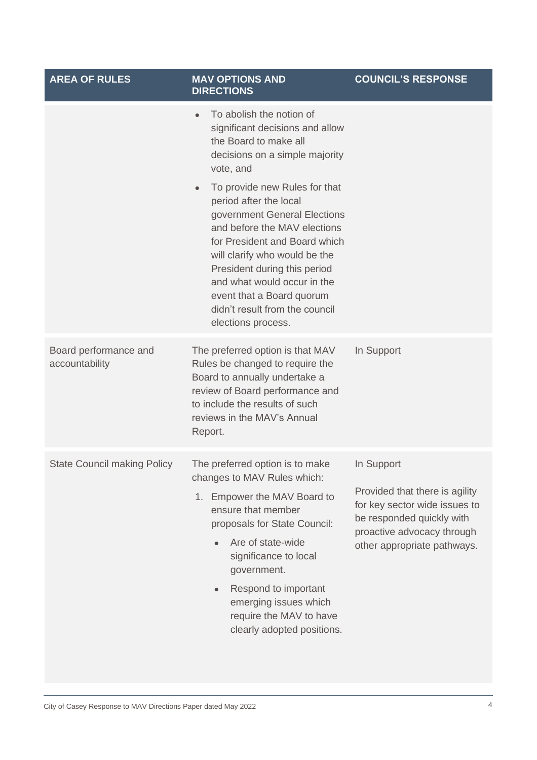| AREA OF RULES | MAV OPTIONS AND DIRECTIONS | COUNCIL'S RESPONSE |
|---|---|---|
| | • To abolish the notion of significant decisions and allow the Board to make all decisions on a simple majority vote, and<br>• To provide new Rules for that period after the local government General Elections and before the MAV elections for President and Board which will clarify who would be the President during this period and what would occur in the event that a Board quorum didn't result from the council elections process. | |
| Board performance and accountability | The preferred option is that MAV Rules be changed to require the Board to annually undertake a review of Board performance and to include the results of such reviews in the MAV's Annual Report. | In Support |
| State Council making Policy | The preferred option is to make changes to MAV Rules which:<br>1. Empower the MAV Board to ensure that member proposals for State Council:<br>• Are of state-wide significance to local government.<br>• Respond to important emerging issues which require the MAV to have clearly adopted positions. | In Support<br><br>Provided that there is agility for key sector wide issues to be responded quickly with proactive advocacy through other appropriate pathways. |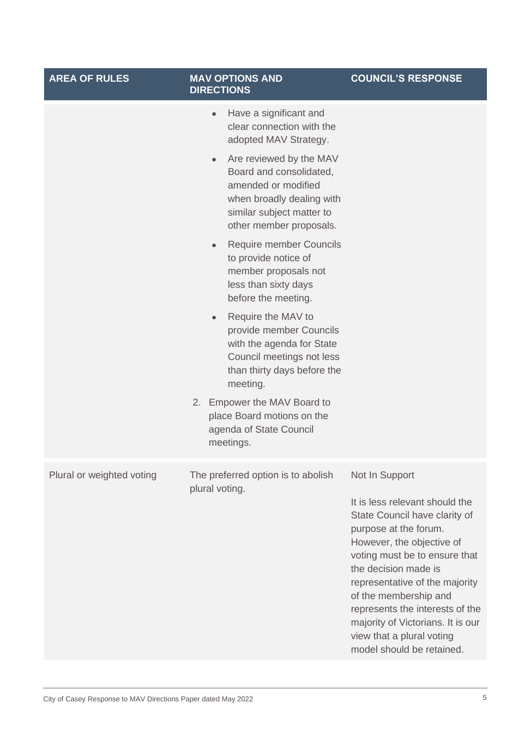| AREA OF RULES | MAV OPTIONS AND DIRECTIONS | COUNCIL'S RESPONSE |
|---|---|---|
| | • Have a significant and clear connection with the adopted MAV Strategy.<br>• Are reviewed by the MAV Board and consolidated, amended or modified when broadly dealing with similar subject matter to other member proposals.<br>• Require member Councils to provide notice of member proposals not less than sixty days before the meeting.<br>• Require the MAV to provide member Councils with the agenda for State Council meetings not less than thirty days before the meeting.<br>2. Empower the MAV Board to place Board motions on the agenda of State Council meetings. | |
| Plural or weighted voting | The preferred option is to abolish plural voting. | Not In Support<br><br>It is less relevant should the State Council have clarity of purpose at the forum. However, the objective of voting must be to ensure that the decision made is representative of the majority of the membership and represents the interests of the majority of Victorians. It is our view that a plural voting model should be retained. |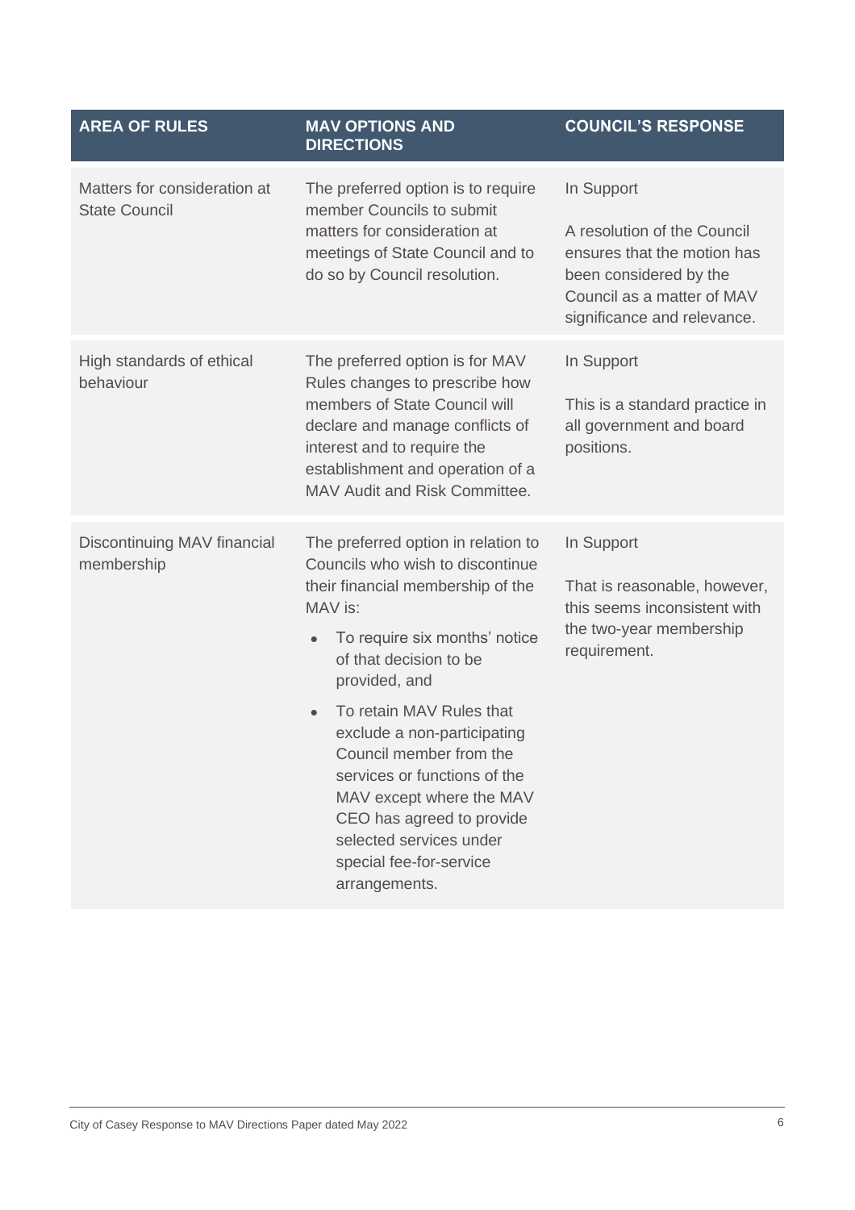| AREA OF RULES | MAV OPTIONS AND DIRECTIONS | COUNCIL'S RESPONSE |
| --- | --- | --- |
| Matters for consideration at State Council | The preferred option is to require member Councils to submit matters for consideration at meetings of State Council and to do so by Council resolution. | In Support<br><br>A resolution of the Council ensures that the motion has been considered by the Council as a matter of MAV significance and relevance. |
| High standards of ethical behaviour | The preferred option is for MAV Rules changes to prescribe how members of State Council will declare and manage conflicts of interest and to require the establishment and operation of a MAV Audit and Risk Committee. | In Support<br><br>This is a standard practice in all government and board positions. |
| Discontinuing MAV financial membership | The preferred option in relation to Councils who wish to discontinue their financial membership of the MAV is:<br>• To require six months' notice of that decision to be provided, and<br>• To retain MAV Rules that exclude a non-participating Council member from the services or functions of the MAV except where the MAV CEO has agreed to provide selected services under special fee-for-service arrangements. | In Support<br><br>That is reasonable, however, this seems inconsistent with the two-year membership requirement. |